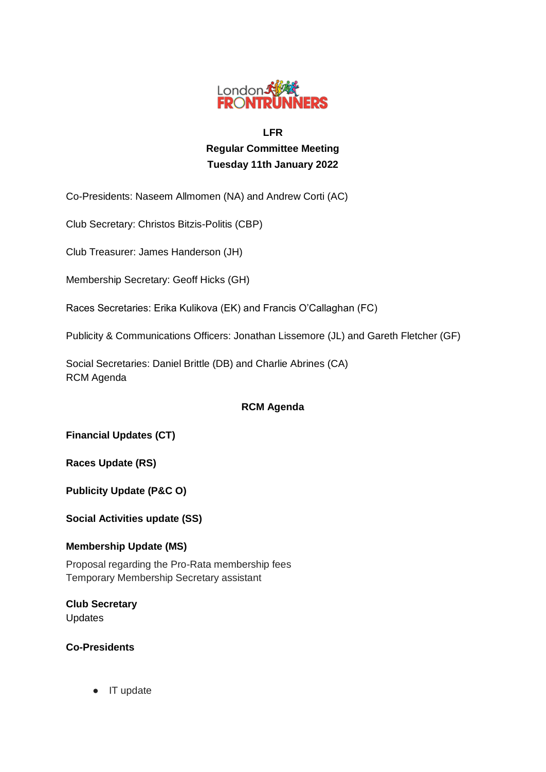**LFR**
**Regular Committee Meeting**
**Tuesday 11th January 2022**

Co-Presidents: Naseem Allmomen (NA) and Andrew Corti (AC)

Club Secretary: Christos Bitzis-Politis (CBP)

Club Treasurer: James Handerson (JH)

Membership Secretary: Geoff Hicks (GH)

Races Secretaries: Erika Kulikova (EK) and Francis O'Callaghan (FC)

Publicity & Communications Officers: Jonathan Lissemore (JL) and Gareth Fletcher (GF)

Social Secretaries: Daniel Brittle (DB) and Charlie Abrines (CA)
RCM Agenda

## RCM Agenda

**Financial Updates (CT)**

**Races Update (RS)**

**Publicity Update (P&C O)**

**Social Activities update (SS)**

**Membership Update (MS)**

Proposal regarding the Pro-Rata membership fees
Temporary Membership Secretary assistant

**Club Secretary**
Updates

**Co-Presidents**

- IT update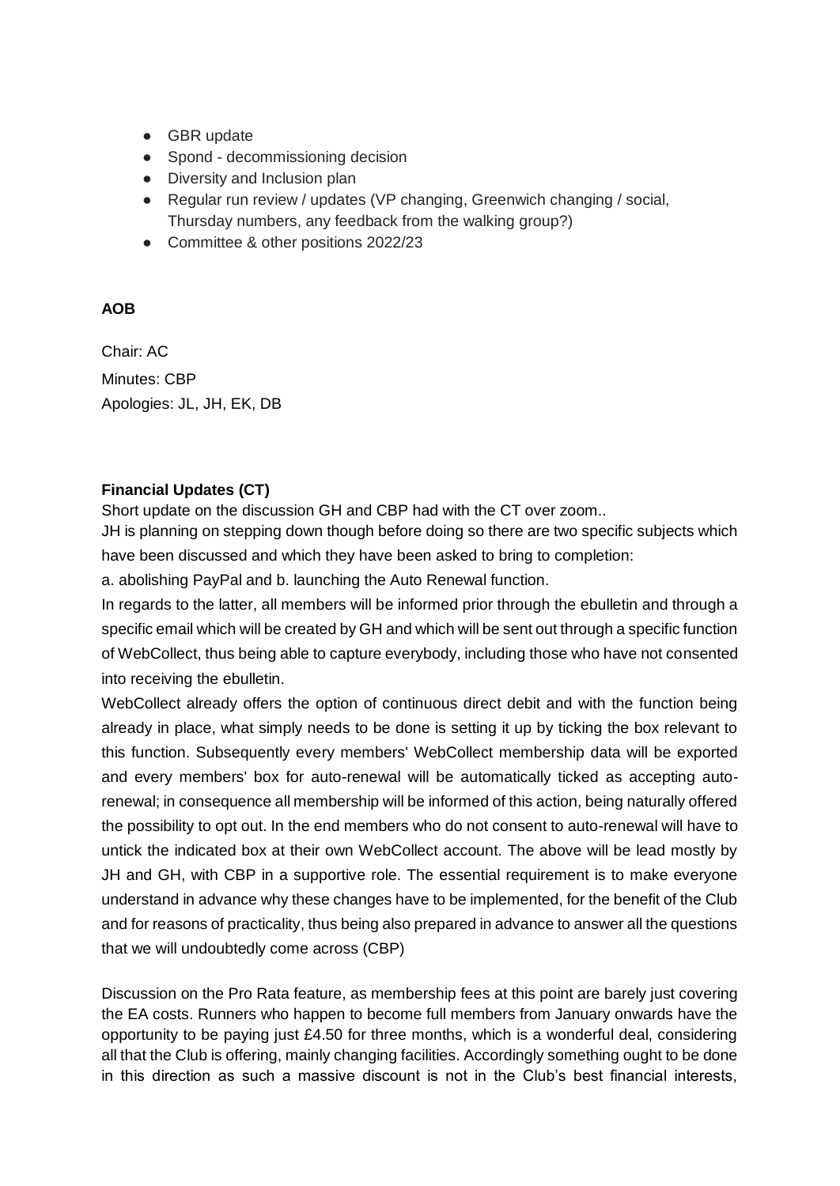- GBR update
- Spond - decommissioning decision
- Diversity and Inclusion plan
- Regular run review / updates (VP changing, Greenwich changing / social, Thursday numbers, any feedback from the walking group?)
- Committee & other positions 2022/23

**AOB**

Chair: AC
Minutes: CBP
Apologies: JL, JH, EK, DB

**Financial Updates (CT)**

Short update on the discussion GH and CBP had with the CT over zoom..
JH is planning on stepping down though before doing so there are two specific subjects which have been discussed and which they have been asked to bring to completion:
a. abolishing PayPal and b. launching the Auto Renewal function.
In regards to the latter, all members will be informed prior through the ebulletin and through a specific email which will be created by GH and which will be sent out through a specific function of WebCollect, thus being able to capture everybody, including those who have not consented into receiving the ebulletin.
WebCollect already offers the option of continuous direct debit and with the function being already in place, what simply needs to be done is setting it up by ticking the box relevant to this function. Subsequently every members' WebCollect membership data will be exported and every members' box for auto-renewal will be automatically ticked as accepting auto-renewal; in consequence all membership will be informed of this action, being naturally offered the possibility to opt out. In the end members who do not consent to auto-renewal will have to untick the indicated box at their own WebCollect account. The above will be lead mostly by JH and GH, with CBP in a supportive role. The essential requirement is to make everyone understand in advance why these changes have to be implemented, for the benefit of the Club and for reasons of practicality, thus being also prepared in advance to answer all the questions that we will undoubtedly come across (CBP)

Discussion on the Pro Rata feature, as membership fees at this point are barely just covering the EA costs. Runners who happen to become full members from January onwards have the opportunity to be paying just £4.50 for three months, which is a wonderful deal, considering all that the Club is offering, mainly changing facilities. Accordingly something ought to be done in this direction as such a massive discount is not in the Club's best financial interests,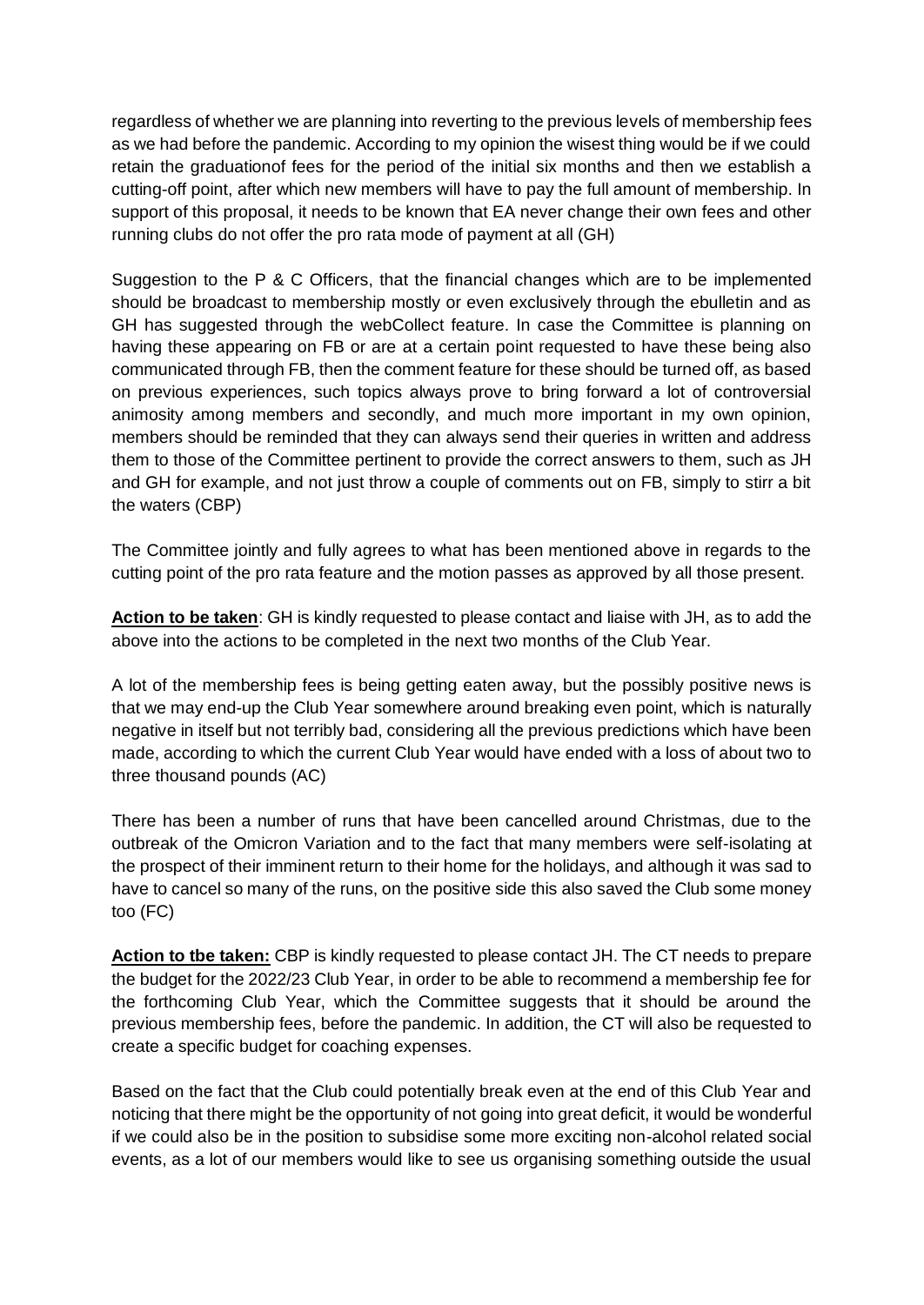regardless of whether we are planning into reverting to the previous levels of membership fees as we had before the pandemic. According to my opinion the wisest thing would be if we could retain the graduationof fees for the period of the initial six months and then we establish a cutting-off point, after which new members will have to pay the full amount of membership. In support of this proposal, it needs to be known that EA never change their own fees and other running clubs do not offer the pro rata mode of payment at all (GH)

Suggestion to the P & C Officers, that the financial changes which are to be implemented should be broadcast to membership mostly or even exclusively through the ebulletin and as GH has suggested through the webCollect feature. In case the Committee is planning on having these appearing on FB or are at a certain point requested to have these being also communicated through FB, then the comment feature for these should be turned off, as based on previous experiences, such topics always prove to bring forward a lot of controversial animosity among members and secondly, and much more important in my own opinion, members should be reminded that they can always send their queries in written and address them to those of the Committee pertinent to provide the correct answers to them, such as JH and GH for example, and not just throw a couple of comments out on FB, simply to stirr a bit the waters (CBP)

The Committee jointly and fully agrees to what has been mentioned above in regards to the cutting point of the pro rata feature and the motion passes as approved by all those present.

**Action to be taken**: GH is kindly requested to please contact and liaise with JH, as to add the above into the actions to be completed in the next two months of the Club Year.

A lot of the membership fees is being getting eaten away, but the possibly positive news is that we may end-up the Club Year somewhere around breaking even point, which is naturally negative in itself but not terribly bad, considering all the previous predictions which have been made, according to which the current Club Year would have ended with a loss of about two to three thousand pounds (AC)

There has been a number of runs that have been cancelled around Christmas, due to the outbreak of the Omicron Variation and to the fact that many members were self-isolating at the prospect of their imminent return to their home for the holidays, and although it was sad to have to cancel so many of the runs, on the positive side this also saved the Club some money too (FC)

**Action to tbe taken:** CBP is kindly requested to please contact JH. The CT needs to prepare the budget for the 2022/23 Club Year, in order to be able to recommend a membership fee for the forthcoming Club Year, which the Committee suggests that it should be around the previous membership fees, before the pandemic. In addition, the CT will also be requested to create a specific budget for coaching expenses.

Based on the fact that the Club could potentially break even at the end of this Club Year and noticing that there might be the opportunity of not going into great deficit, it would be wonderful if we could also be in the position to subsidise some more exciting non-alcohol related social events, as a lot of our members would like to see us organising something outside the usual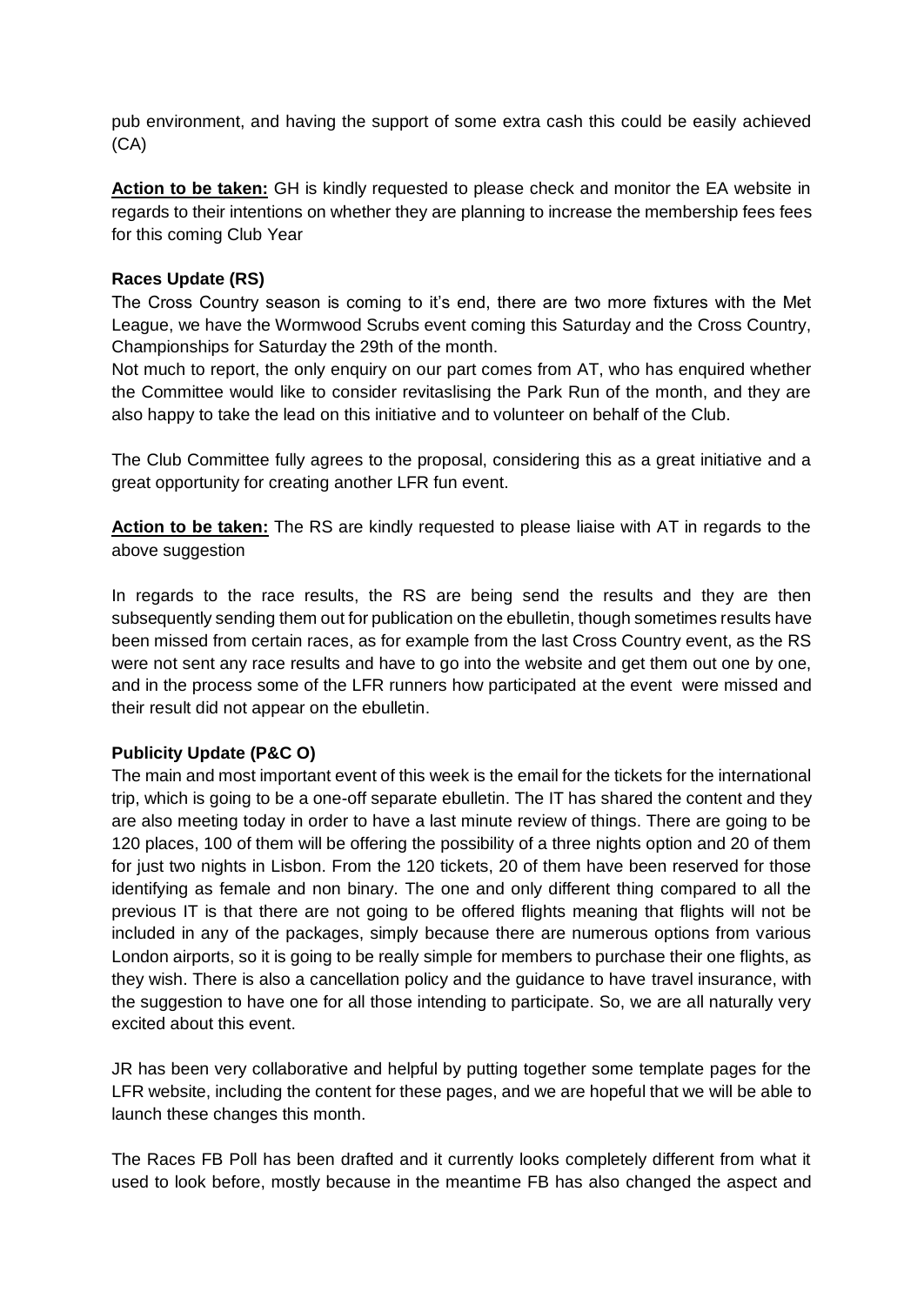pub environment, and having the support of some extra cash this could be easily achieved (CA)

**Action to be taken:** GH is kindly requested to please check and monitor the EA website in regards to their intentions on whether they are planning to increase the membership fees fees for this coming Club Year

**Races Update (RS)**

The Cross Country season is coming to it's end, there are two more fixtures with the Met League, we have the Wormwood Scrubs event coming this Saturday and the Cross Country, Championships for Saturday the 29th of the month.

Not much to report, the only enquiry on our part comes from AT, who has enquired whether the Committee would like to consider revitaslising the Park Run of the month, and they are also happy to take the lead on this initiative and to volunteer on behalf of the Club.

The Club Committee fully agrees to the proposal, considering this as a great initiative and a great opportunity for creating another LFR fun event.

**Action to be taken:** The RS are kindly requested to please liaise with AT in regards to the above suggestion

In regards to the race results, the RS are being send the results and they are then subsequently sending them out for publication on the ebulletin, though sometimes results have been missed from certain races, as for example from the last Cross Country event, as the RS were not sent any race results and have to go into the website and get them out one by one, and in the process some of the LFR runners how participated at the event were missed and their result did not appear on the ebulletin.

**Publicity Update (P&C O)**

The main and most important event of this week is the email for the tickets for the international trip, which is going to be a one-off separate ebulletin. The IT has shared the content and they are also meeting today in order to have a last minute review of things. There are going to be 120 places, 100 of them will be offering the possibility of a three nights option and 20 of them for just two nights in Lisbon. From the 120 tickets, 20 of them have been reserved for those identifying as female and non binary. The one and only different thing compared to all the previous IT is that there are not going to be offered flights meaning that flights will not be included in any of the packages, simply because there are numerous options from various London airports, so it is going to be really simple for members to purchase their one flights, as they wish. There is also a cancellation policy and the guidance to have travel insurance, with the suggestion to have one for all those intending to participate. So, we are all naturally very excited about this event.

JR has been very collaborative and helpful by putting together some template pages for the LFR website, including the content for these pages, and we are hopeful that we will be able to launch these changes this month.

The Races FB Poll has been drafted and it currently looks completely different from what it used to look before, mostly because in the meantime FB has also changed the aspect and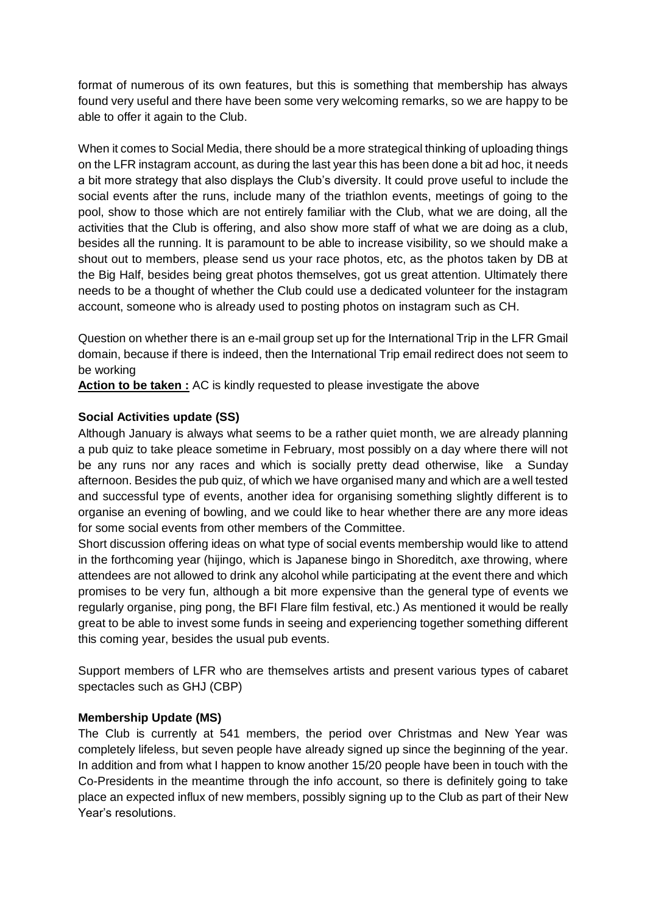format of numerous of its own features, but this is something that membership has always found very useful and there have been some very welcoming remarks, so we are happy to be able to offer it again to the Club.

When it comes to Social Media, there should be a more strategical thinking of uploading things on the LFR instagram account, as during the last year this has been done a bit ad hoc, it needs a bit more strategy that also displays the Club's diversity. It could prove useful to include the social events after the runs, include many of the triathlon events, meetings of going to the pool, show to those which are not entirely familiar with the Club, what we are doing, all the activities that the Club is offering, and also show more staff of what we are doing as a club, besides all the running. It is paramount to be able to increase visibility, so we should make a shout out to members, please send us your race photos, etc, as the photos taken by DB at the Big Half, besides being great photos themselves, got us great attention. Ultimately there needs to be a thought of whether the Club could use a dedicated volunteer for the instagram account, someone who is already used to posting photos on instagram such as CH.

Question on whether there is an e-mail group set up for the International Trip in the LFR Gmail domain, because if there is indeed, then the International Trip email redirect does not seem to be working

**Action to be taken :** AC is kindly requested to please investigate the above

**Social Activities update (SS)**

Although January is always what seems to be a rather quiet month, we are already planning a pub quiz to take pleace sometime in February, most possibly on a day where there will not be any runs nor any races and which is socially pretty dead otherwise, like a Sunday afternoon. Besides the pub quiz, of which we have organised many and which are a well tested and successful type of events, another idea for organising something slightly different is to organise an evening of bowling, and we could like to hear whether there are any more ideas for some social events from other members of the Committee.

Short discussion offering ideas on what type of social events membership would like to attend in the forthcoming year (hijingo, which is Japanese bingo in Shoreditch, axe throwing, where attendees are not allowed to drink any alcohol while participating at the event there and which promises to be very fun, although a bit more expensive than the general type of events we regularly organise, ping pong, the BFI Flare film festival, etc.) As mentioned it would be really great to be able to invest some funds in seeing and experiencing together something different this coming year, besides the usual pub events.

Support members of LFR who are themselves artists and present various types of cabaret spectacles such as GHJ (CBP)

**Membership Update (MS)**

The Club is currently at 541 members, the period over Christmas and New Year was completely lifeless, but seven people have already signed up since the beginning of the year. In addition and from what I happen to know another 15/20 people have been in touch with the Co-Presidents in the meantime through the info account, so there is definitely going to take place an expected influx of new members, possibly signing up to the Club as part of their New Year's resolutions.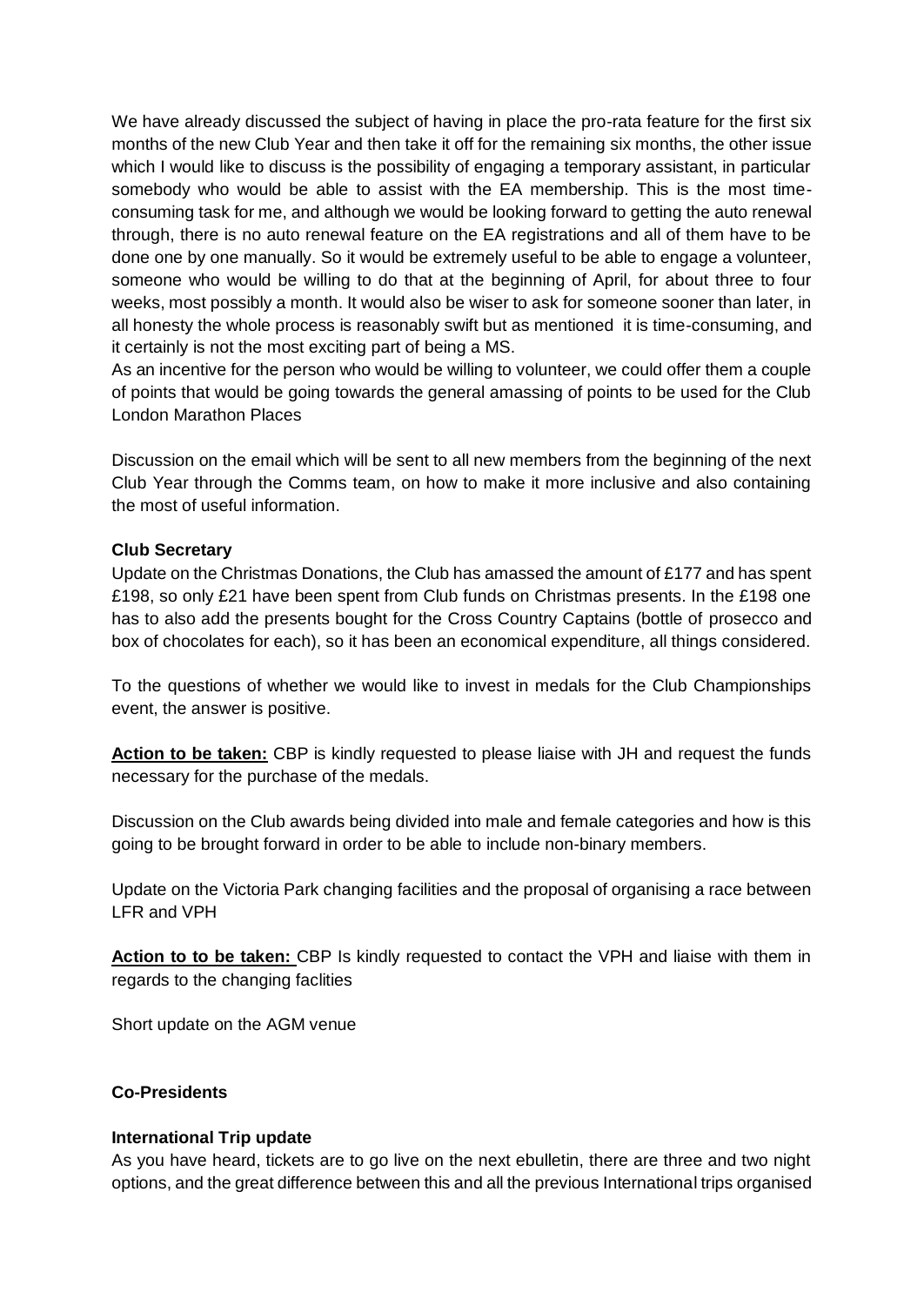We have already discussed the subject of having in place the pro-rata feature for the first six months of the new Club Year and then take it off for the remaining six months, the other issue which I would like to discuss is the possibility of engaging a temporary assistant, in particular somebody who would be able to assist with the EA membership. This is the most time-consuming task for me, and although we would be looking forward to getting the auto renewal through, there is no auto renewal feature on the EA registrations and all of them have to be done one by one manually. So it would be extremely useful to be able to engage a volunteer, someone who would be willing to do that at the beginning of April, for about three to four weeks, most possibly a month. It would also be wiser to ask for someone sooner than later, in all honesty the whole process is reasonably swift but as mentioned it is time-consuming, and it certainly is not the most exciting part of being a MS.

As an incentive for the person who would be willing to volunteer, we could offer them a couple of points that would be going towards the general amassing of points to be used for the Club London Marathon Places

Discussion on the email which will be sent to all new members from the beginning of the next Club Year through the Comms team, on how to make it more inclusive and also containing the most of useful information.

**Club Secretary**

Update on the Christmas Donations, the Club has amassed the amount of £177 and has spent £198, so only £21 have been spent from Club funds on Christmas presents. In the £198 one has to also add the presents bought for the Cross Country Captains (bottle of prosecco and box of chocolates for each), so it has been an economical expenditure, all things considered.

To the questions of whether we would like to invest in medals for the Club Championships event, the answer is positive.

**Action to be taken:** CBP is kindly requested to please liaise with JH and request the funds necessary for the purchase of the medals.

Discussion on the Club awards being divided into male and female categories and how is this going to be brought forward in order to be able to include non-binary members.

Update on the Victoria Park changing facilities and the proposal of organising a race between LFR and VPH

**Action to to be taken:** CBP Is kindly requested to contact the VPH and liaise with them in regards to the changing faclities

Short update on the AGM venue

**Co-Presidents**

**International Trip update**

As you have heard, tickets are to go live on the next ebulletin, there are three and two night options, and the great difference between this and all the previous International trips organised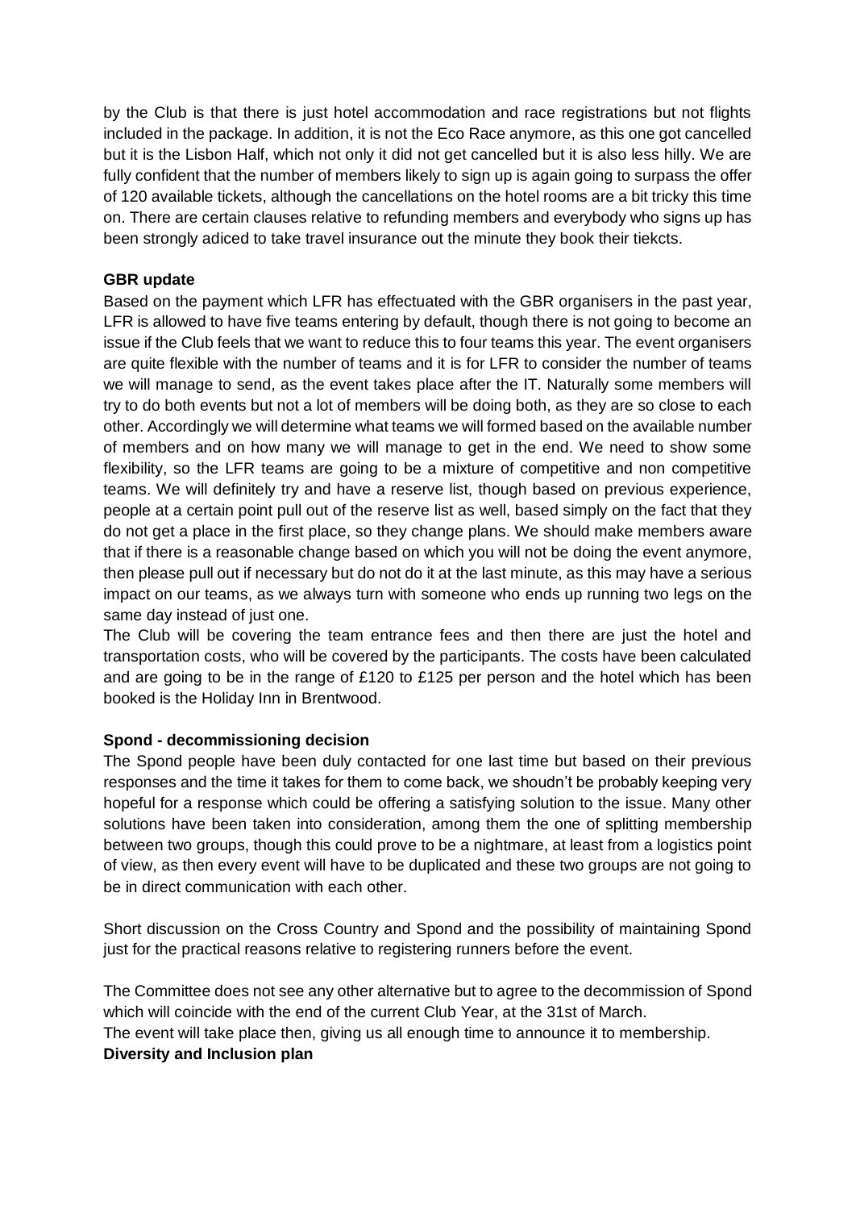by the Club is that there is just hotel accommodation and race registrations but not flights included in the package. In addition, it is not the Eco Race anymore, as this one got cancelled but it is the Lisbon Half, which not only it did not get cancelled but it is also less hilly. We are fully confident that the number of members likely to sign up is again going to surpass the offer of 120 available tickets, although the cancellations on the hotel rooms are a bit tricky this time on. There are certain clauses relative to refunding members and everybody who signs up has been strongly adiced to take travel insurance out the minute they book their tiekcts.

**GBR update**

Based on the payment which LFR has effectuated with the GBR organisers in the past year, LFR is allowed to have five teams entering by default, though there is not going to become an issue if the Club feels that we want to reduce this to four teams this year. The event organisers are quite flexible with the number of teams and it is for LFR to consider the number of teams we will manage to send, as the event takes place after the IT. Naturally some members will try to do both events but not a lot of members will be doing both, as they are so close to each other. Accordingly we will determine what teams we will formed based on the available number of members and on how many we will manage to get in the end. We need to show some flexibility, so the LFR teams are going to be a mixture of competitive and non competitive teams. We will definitely try and have a reserve list, though based on previous experience, people at a certain point pull out of the reserve list as well, based simply on the fact that they do not get a place in the first place, so they change plans. We should make members aware that if there is a reasonable change based on which you will not be doing the event anymore, then please pull out if necessary but do not do it at the last minute, as this may have a serious impact on our teams, as we always turn with someone who ends up running two legs on the same day instead of just one.

The Club will be covering the team entrance fees and then there are just the hotel and transportation costs, who will be covered by the participants. The costs have been calculated and are going to be in the range of £120 to £125 per person and the hotel which has been booked is the Holiday Inn in Brentwood.

**Spond - decommissioning decision**

The Spond people have been duly contacted for one last time but based on their previous responses and the time it takes for them to come back, we shoudn't be probably keeping very hopeful for a response which could be offering a satisfying solution to the issue. Many other solutions have been taken into consideration, among them the one of splitting membership between two groups, though this could prove to be a nightmare, at least from a logistics point of view, as then every event will have to be duplicated and these two groups are not going to be in direct communication with each other.

Short discussion on the Cross Country and Spond and the possibility of maintaining Spond just for the practical reasons relative to registering runners before the event.

The Committee does not see any other alternative but to agree to the decommission of Spond which will coincide with the end of the current Club Year, at the 31st of March.
The event will take place then, giving us all enough time to announce it to membership.

**Diversity and Inclusion plan**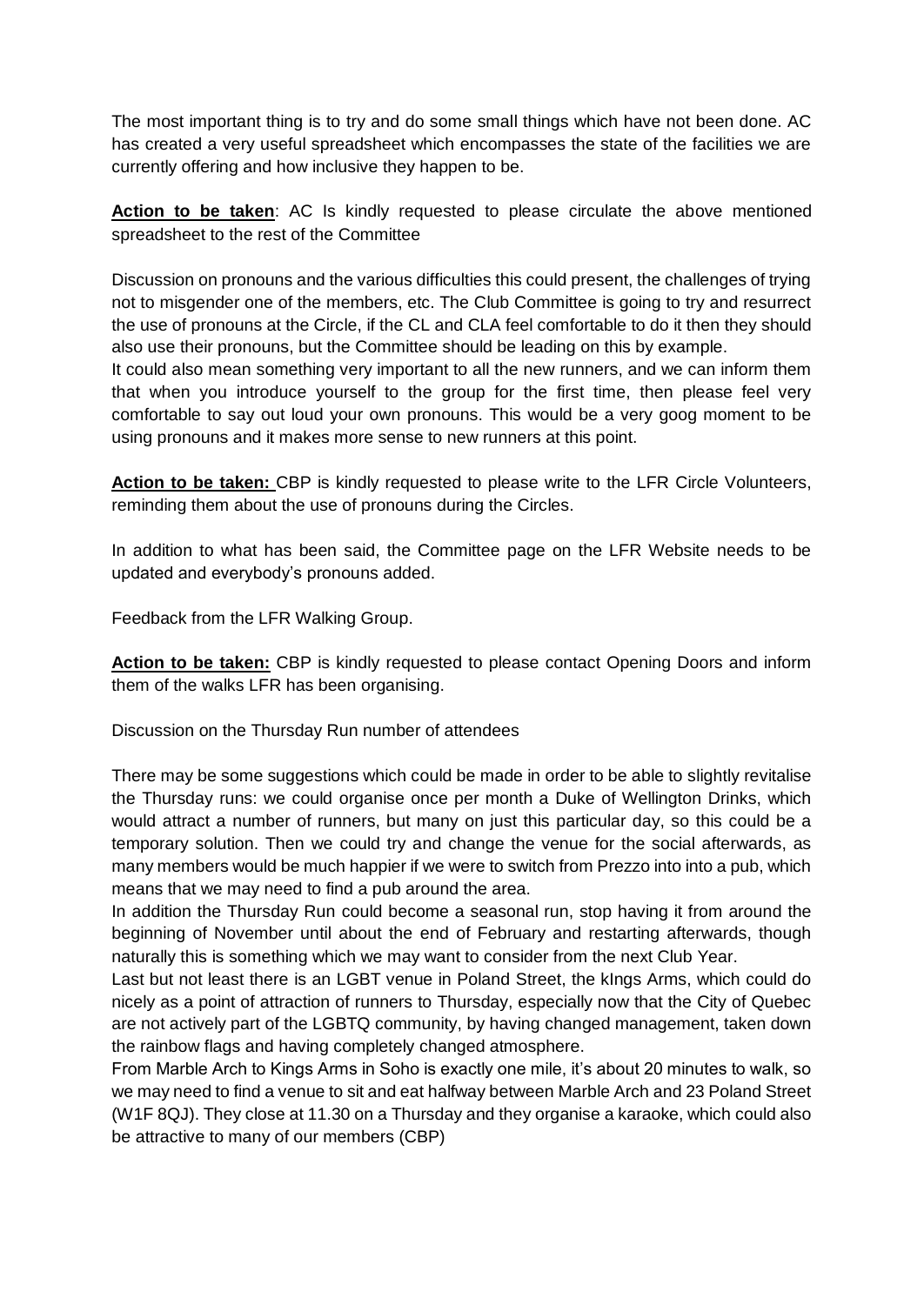The most important thing is to try and do some small things which have not been done. AC has created a very useful spreadsheet which encompasses the state of the facilities we are currently offering and how inclusive they happen to be.

**Action to be taken**: AC Is kindly requested to please circulate the above mentioned spreadsheet to the rest of the Committee

Discussion on pronouns and the various difficulties this could present, the challenges of trying not to misgender one of the members, etc. The Club Committee is going to try and resurrect the use of pronouns at the Circle, if the CL and CLA feel comfortable to do it then they should also use their pronouns, but the Committee should be leading on this by example.

It could also mean something very important to all the new runners, and we can inform them that when you introduce yourself to the group for the first time, then please feel very comfortable to say out loud your own pronouns. This would be a very goog moment to be using pronouns and it makes more sense to new runners at this point.

**Action to be taken:** CBP is kindly requested to please write to the LFR Circle Volunteers, reminding them about the use of pronouns during the Circles.

In addition to what has been said, the Committee page on the LFR Website needs to be updated and everybody's pronouns added.

Feedback from the LFR Walking Group.

**Action to be taken:** CBP is kindly requested to please contact Opening Doors and inform them of the walks LFR has been organising.

Discussion on the Thursday Run number of attendees

There may be some suggestions which could be made in order to be able to slightly revitalise the Thursday runs: we could organise once per month a Duke of Wellington Drinks, which would attract a number of runners, but many on just this particular day, so this could be a temporary solution. Then we could try and change the venue for the social afterwards, as many members would be much happier if we were to switch from Prezzo into into a pub, which means that we may need to find a pub around the area.

In addition the Thursday Run could become a seasonal run, stop having it from around the beginning of November until about the end of February and restarting afterwards, though naturally this is something which we may want to consider from the next Club Year.

Last but not least there is an LGBT venue in Poland Street, the kIngs Arms, which could do nicely as a point of attraction of runners to Thursday, especially now that the City of Quebec are not actively part of the LGBTQ community, by having changed management, taken down the rainbow flags and having completely changed atmosphere.

From Marble Arch to Kings Arms in Soho is exactly one mile, it's about 20 minutes to walk, so we may need to find a venue to sit and eat halfway between Marble Arch and 23 Poland Street (W1F 8QJ). They close at 11.30 on a Thursday and they organise a karaoke, which could also be attractive to many of our members (CBP)